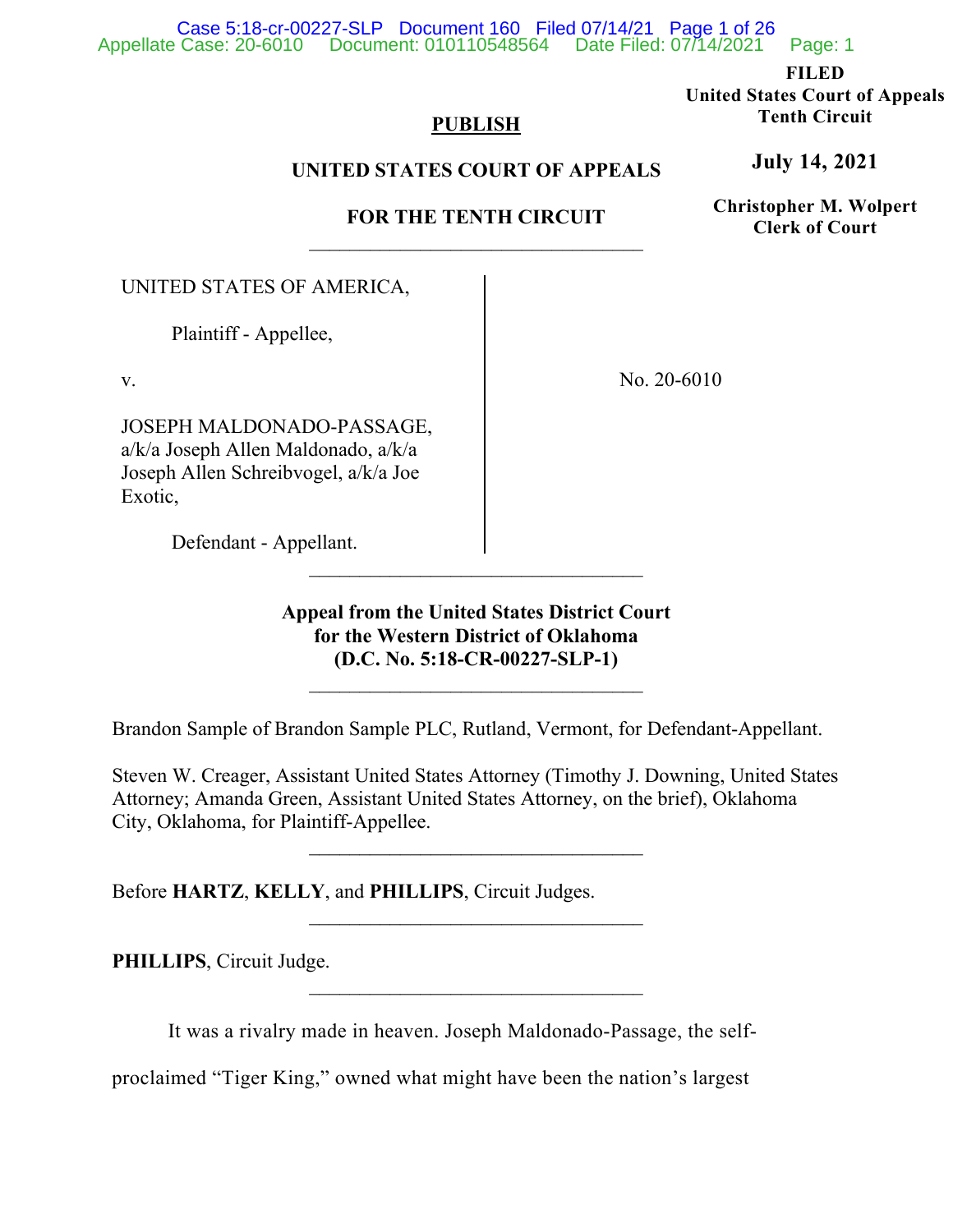**FILED**
**United States Court of Appeals**
**Tenth Circuit**

**July 14, 2021**

**Christopher M. Wolpert**
**Clerk of Court**

**PUBLISH**

**UNITED STATES COURT OF APPEALS**

**FOR THE TENTH CIRCUIT**

UNITED STATES OF AMERICA,

Plaintiff - Appellee,

v.

JOSEPH MALDONADO-PASSAGE, a/k/a Joseph Allen Maldonado, a/k/a Joseph Allen Schreibvogel, a/k/a Joe Exotic,

Defendant - Appellant.

No. 20-6010

**Appeal from the United States District Court for the Western District of Oklahoma (D.C. No. 5:18-CR-00227-SLP-1)**

Brandon Sample of Brandon Sample PLC, Rutland, Vermont, for Defendant-Appellant.

Steven W. Creager, Assistant United States Attorney (Timothy J. Downing, United States Attorney; Amanda Green, Assistant United States Attorney, on the brief), Oklahoma City, Oklahoma, for Plaintiff-Appellee.

Before **HARTZ**, **KELLY**, and **PHILLIPS**, Circuit Judges.

**PHILLIPS**, Circuit Judge.

It was a rivalry made in heaven. Joseph Maldonado-Passage, the self-proclaimed "Tiger King," owned what might have been the nation's largest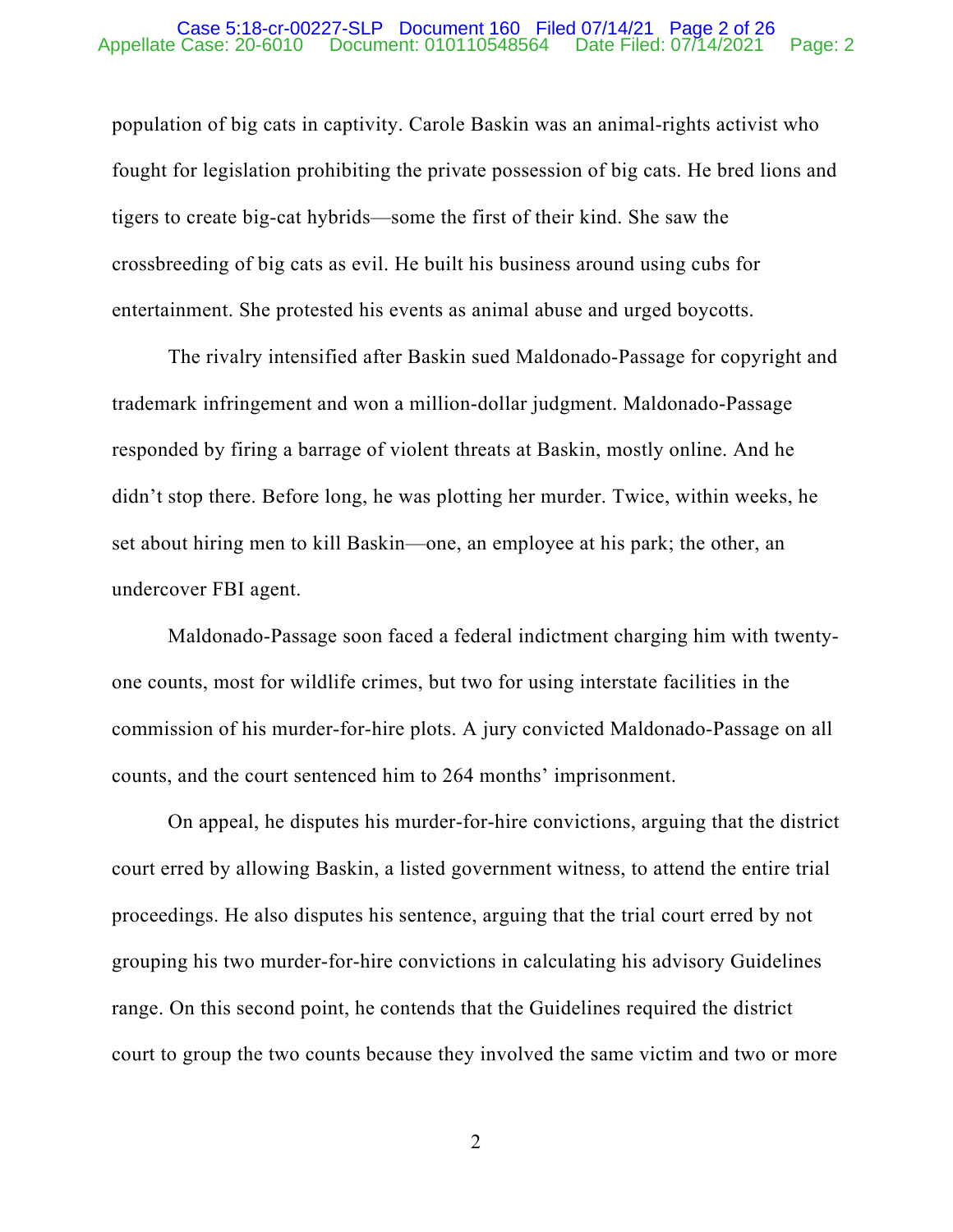population of big cats in captivity. Carole Baskin was an animal-rights activist who fought for legislation prohibiting the private possession of big cats. He bred lions and tigers to create big-cat hybrids—some the first of their kind. She saw the crossbreeding of big cats as evil. He built his business around using cubs for entertainment. She protested his events as animal abuse and urged boycotts.

The rivalry intensified after Baskin sued Maldonado-Passage for copyright and trademark infringement and won a million-dollar judgment. Maldonado-Passage responded by firing a barrage of violent threats at Baskin, mostly online. And he didn't stop there. Before long, he was plotting her murder. Twice, within weeks, he set about hiring men to kill Baskin—one, an employee at his park; the other, an undercover FBI agent.

Maldonado-Passage soon faced a federal indictment charging him with twenty-one counts, most for wildlife crimes, but two for using interstate facilities in the commission of his murder-for-hire plots. A jury convicted Maldonado-Passage on all counts, and the court sentenced him to 264 months' imprisonment.

On appeal, he disputes his murder-for-hire convictions, arguing that the district court erred by allowing Baskin, a listed government witness, to attend the entire trial proceedings. He also disputes his sentence, arguing that the trial court erred by not grouping his two murder-for-hire convictions in calculating his advisory Guidelines range. On this second point, he contends that the Guidelines required the district court to group the two counts because they involved the same victim and two or more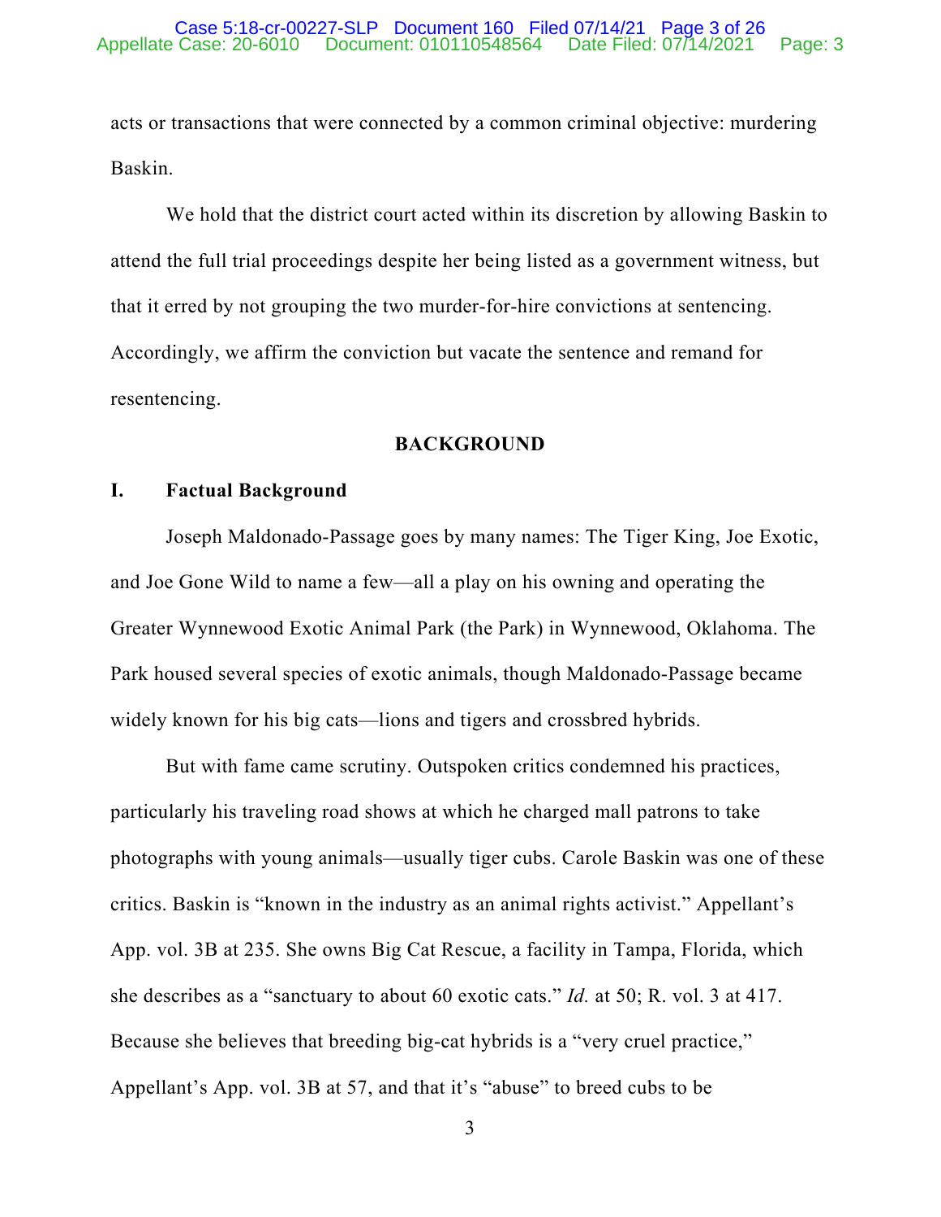acts or transactions that were connected by a common criminal objective: murdering Baskin.

We hold that the district court acted within its discretion by allowing Baskin to attend the full trial proceedings despite her being listed as a government witness, but that it erred by not grouping the two murder-for-hire convictions at sentencing. Accordingly, we affirm the conviction but vacate the sentence and remand for resentencing.

## BACKGROUND

### I. Factual Background

Joseph Maldonado-Passage goes by many names: The Tiger King, Joe Exotic, and Joe Gone Wild to name a few—all a play on his owning and operating the Greater Wynnewood Exotic Animal Park (the Park) in Wynnewood, Oklahoma. The Park housed several species of exotic animals, though Maldonado-Passage became widely known for his big cats—lions and tigers and crossbred hybrids.

But with fame came scrutiny. Outspoken critics condemned his practices, particularly his traveling road shows at which he charged mall patrons to take photographs with young animals—usually tiger cubs. Carole Baskin was one of these critics. Baskin is "known in the industry as an animal rights activist." Appellant's App. vol. 3B at 235. She owns Big Cat Rescue, a facility in Tampa, Florida, which she describes as a "sanctuary to about 60 exotic cats." *Id.* at 50; R. vol. 3 at 417. Because she believes that breeding big-cat hybrids is a "very cruel practice," Appellant's App. vol. 3B at 57, and that it's "abuse" to breed cubs to be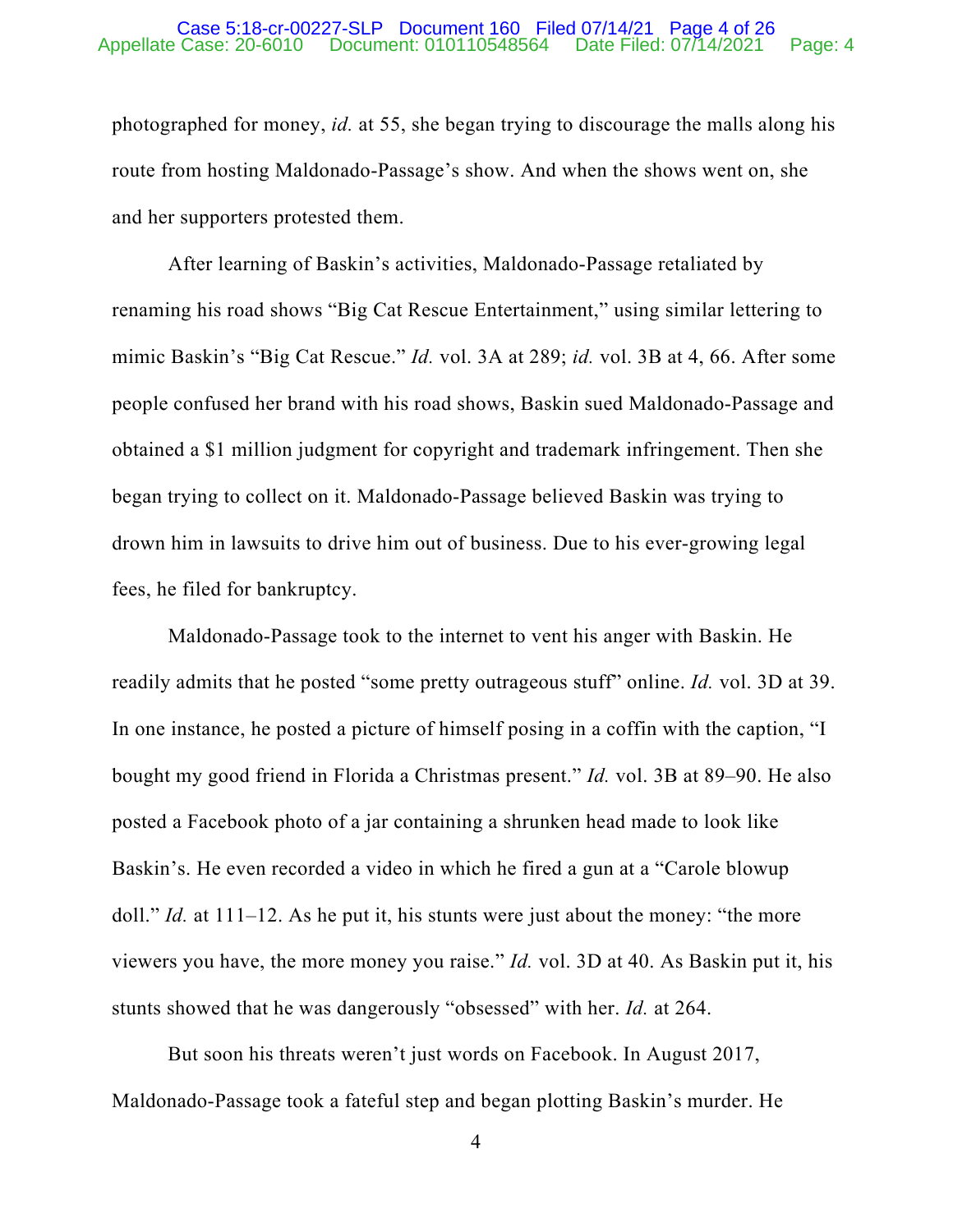photographed for money, *id.* at 55, she began trying to discourage the malls along his route from hosting Maldonado-Passage's show. And when the shows went on, she and her supporters protested them.

After learning of Baskin's activities, Maldonado-Passage retaliated by renaming his road shows "Big Cat Rescue Entertainment," using similar lettering to mimic Baskin's "Big Cat Rescue." *Id.* vol. 3A at 289; *id.* vol. 3B at 4, 66. After some people confused her brand with his road shows, Baskin sued Maldonado-Passage and obtained a $1 million judgment for copyright and trademark infringement. Then she began trying to collect on it. Maldonado-Passage believed Baskin was trying to drown him in lawsuits to drive him out of business. Due to his ever-growing legal fees, he filed for bankruptcy.

Maldonado-Passage took to the internet to vent his anger with Baskin. He readily admits that he posted "some pretty outrageous stuff" online. *Id.* vol. 3D at 39. In one instance, he posted a picture of himself posing in a coffin with the caption, "I bought my good friend in Florida a Christmas present." *Id.* vol. 3B at 89–90. He also posted a Facebook photo of a jar containing a shrunken head made to look like Baskin's. He even recorded a video in which he fired a gun at a "Carole blowup doll." *Id.* at 111–12. As he put it, his stunts were just about the money: "the more viewers you have, the more money you raise." *Id.* vol. 3D at 40. As Baskin put it, his stunts showed that he was dangerously "obsessed" with her. *Id.* at 264.

But soon his threats weren't just words on Facebook. In August 2017, Maldonado-Passage took a fateful step and began plotting Baskin's murder. He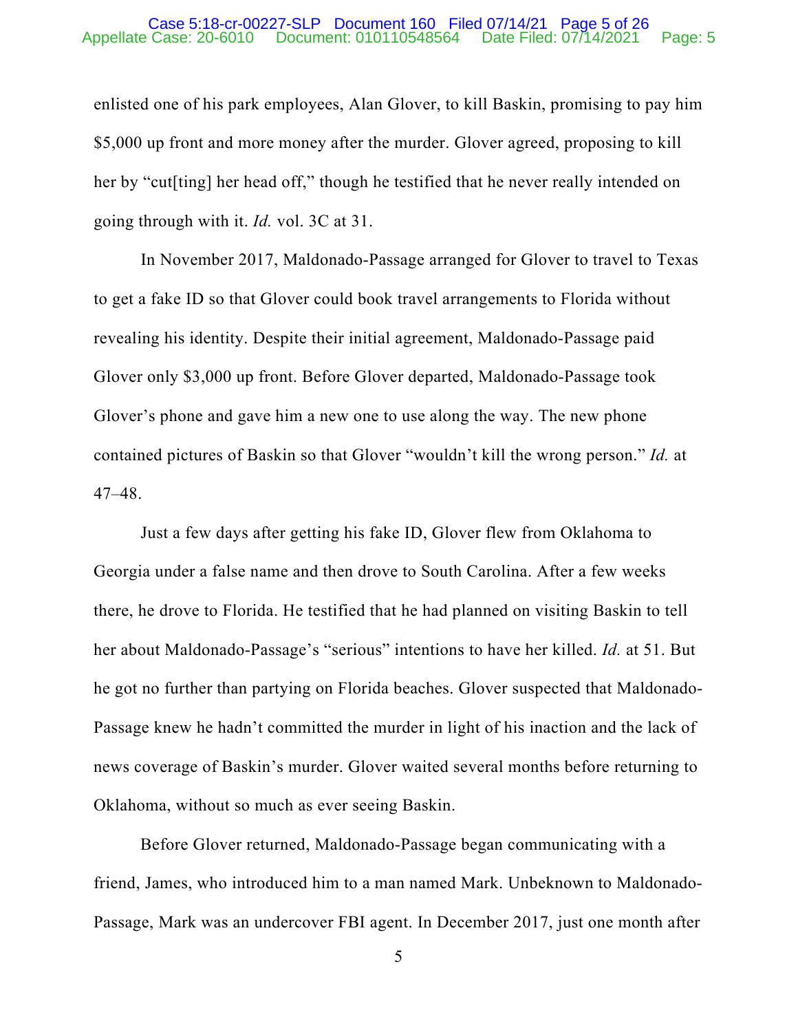enlisted one of his park employees, Alan Glover, to kill Baskin, promising to pay him $5,000 up front and more money after the murder. Glover agreed, proposing to kill her by "cut[ting] her head off," though he testified that he never really intended on going through with it. *Id.* vol. 3C at 31.

In November 2017, Maldonado-Passage arranged for Glover to travel to Texas to get a fake ID so that Glover could book travel arrangements to Florida without revealing his identity. Despite their initial agreement, Maldonado-Passage paid Glover only $3,000 up front. Before Glover departed, Maldonado-Passage took Glover's phone and gave him a new one to use along the way. The new phone contained pictures of Baskin so that Glover "wouldn't kill the wrong person." *Id.* at 47–48.

Just a few days after getting his fake ID, Glover flew from Oklahoma to Georgia under a false name and then drove to South Carolina. After a few weeks there, he drove to Florida. He testified that he had planned on visiting Baskin to tell her about Maldonado-Passage's "serious" intentions to have her killed. *Id.* at 51. But he got no further than partying on Florida beaches. Glover suspected that Maldonado-Passage knew he hadn't committed the murder in light of his inaction and the lack of news coverage of Baskin's murder. Glover waited several months before returning to Oklahoma, without so much as ever seeing Baskin.

Before Glover returned, Maldonado-Passage began communicating with a friend, James, who introduced him to a man named Mark. Unbeknown to Maldonado-Passage, Mark was an undercover FBI agent. In December 2017, just one month after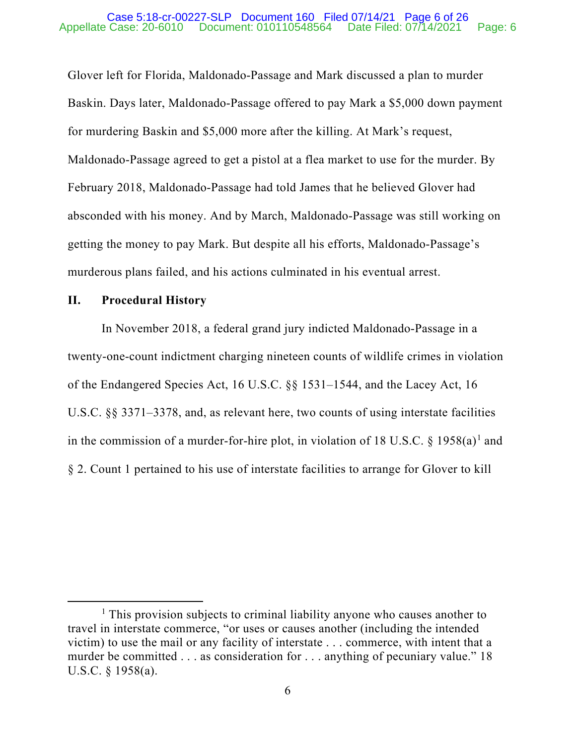Glover left for Florida, Maldonado-Passage and Mark discussed a plan to murder Baskin. Days later, Maldonado-Passage offered to pay Mark a $5,000 down payment for murdering Baskin and $5,000 more after the killing. At Mark's request, Maldonado-Passage agreed to get a pistol at a flea market to use for the murder. By February 2018, Maldonado-Passage had told James that he believed Glover had absconded with his money. And by March, Maldonado-Passage was still working on getting the money to pay Mark. But despite all his efforts, Maldonado-Passage's murderous plans failed, and his actions culminated in his eventual arrest.

## II. Procedural History

In November 2018, a federal grand jury indicted Maldonado-Passage in a twenty-one-count indictment charging nineteen counts of wildlife crimes in violation of the Endangered Species Act, 16 U.S.C. §§ 1531–1544, and the Lacey Act, 16 U.S.C. §§ 3371–3378, and, as relevant here, two counts of using interstate facilities in the commission of a murder-for-hire plot, in violation of 18 U.S.C. § 1958(a)[1] and § 2. Count 1 pertained to his use of interstate facilities to arrange for Glover to kill

---

[1] This provision subjects to criminal liability anyone who causes another to travel in interstate commerce, "or uses or causes another (including the intended victim) to use the mail or any facility of interstate . . . commerce, with intent that a murder be committed . . . as consideration for . . . anything of pecuniary value." 18 U.S.C. § 1958(a).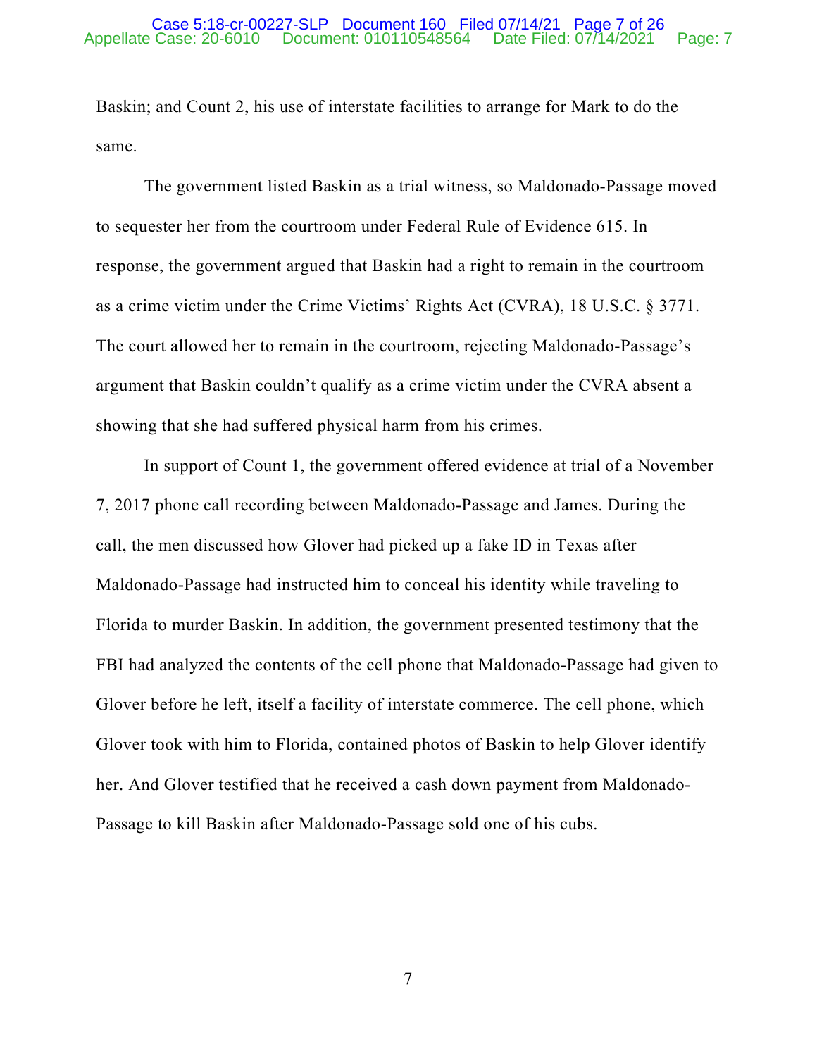Baskin; and Count 2, his use of interstate facilities to arrange for Mark to do the same.

The government listed Baskin as a trial witness, so Maldonado-Passage moved to sequester her from the courtroom under Federal Rule of Evidence 615. In response, the government argued that Baskin had a right to remain in the courtroom as a crime victim under the Crime Victims' Rights Act (CVRA), 18 U.S.C. § 3771. The court allowed her to remain in the courtroom, rejecting Maldonado-Passage's argument that Baskin couldn't qualify as a crime victim under the CVRA absent a showing that she had suffered physical harm from his crimes.

In support of Count 1, the government offered evidence at trial of a November 7, 2017 phone call recording between Maldonado-Passage and James. During the call, the men discussed how Glover had picked up a fake ID in Texas after Maldonado-Passage had instructed him to conceal his identity while traveling to Florida to murder Baskin. In addition, the government presented testimony that the FBI had analyzed the contents of the cell phone that Maldonado-Passage had given to Glover before he left, itself a facility of interstate commerce. The cell phone, which Glover took with him to Florida, contained photos of Baskin to help Glover identify her. And Glover testified that he received a cash down payment from Maldonado-Passage to kill Baskin after Maldonado-Passage sold one of his cubs.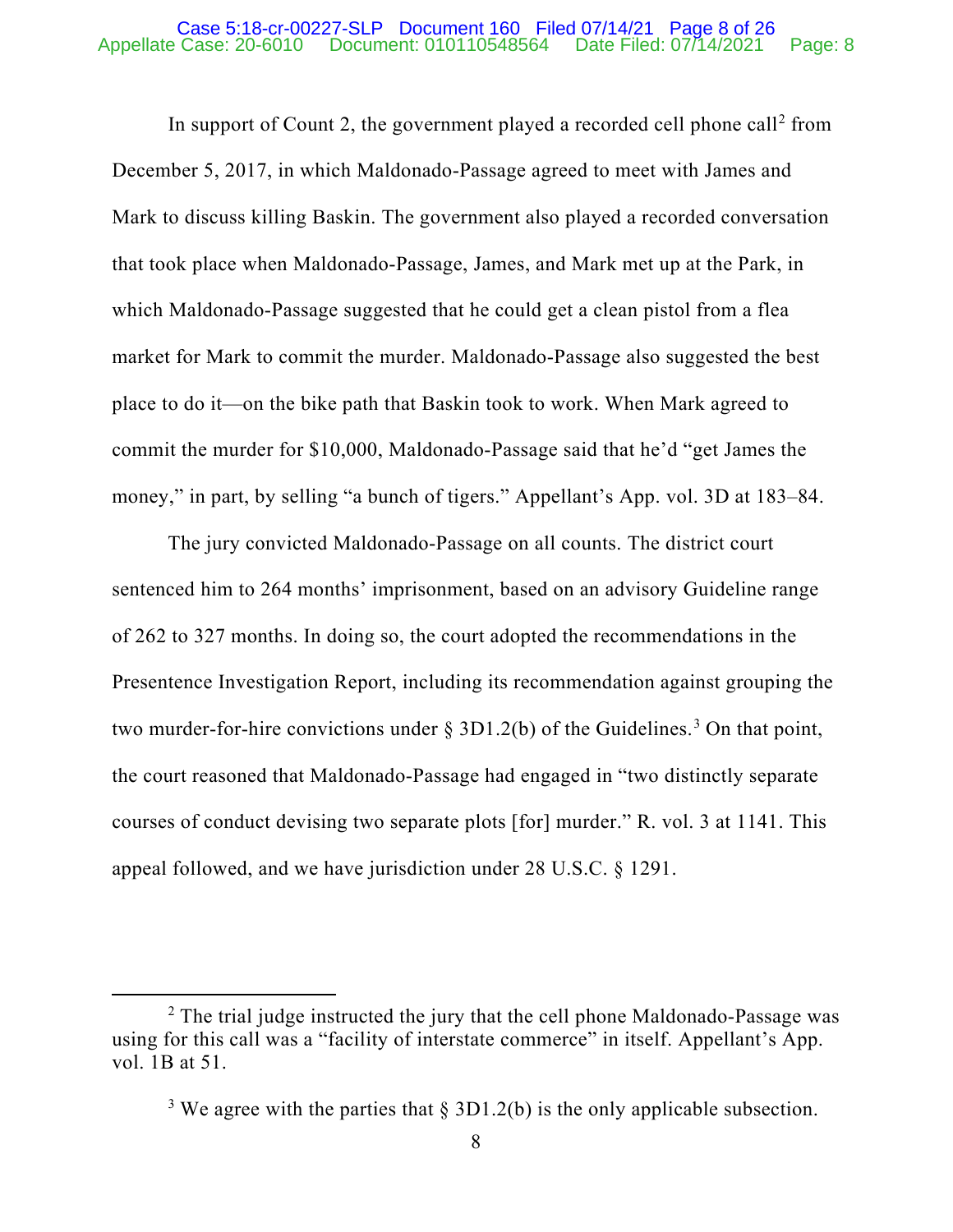In support of Count 2, the government played a recorded cell phone call[2] from December 5, 2017, in which Maldonado-Passage agreed to meet with James and Mark to discuss killing Baskin. The government also played a recorded conversation that took place when Maldonado-Passage, James, and Mark met up at the Park, in which Maldonado-Passage suggested that he could get a clean pistol from a flea market for Mark to commit the murder. Maldonado-Passage also suggested the best place to do it—on the bike path that Baskin took to work. When Mark agreed to commit the murder for $10,000, Maldonado-Passage said that he'd "get James the money," in part, by selling "a bunch of tigers." Appellant's App. vol. 3D at 183–84.

The jury convicted Maldonado-Passage on all counts. The district court sentenced him to 264 months' imprisonment, based on an advisory Guideline range of 262 to 327 months. In doing so, the court adopted the recommendations in the Presentence Investigation Report, including its recommendation against grouping the two murder-for-hire convictions under § 3D1.2(b) of the Guidelines.[3] On that point, the court reasoned that Maldonado-Passage had engaged in "two distinctly separate courses of conduct devising two separate plots [for] murder." R. vol. 3 at 1141. This appeal followed, and we have jurisdiction under 28 U.S.C. § 1291.

---

[2] The trial judge instructed the jury that the cell phone Maldonado-Passage was using for this call was a "facility of interstate commerce" in itself. Appellant's App. vol. 1B at 51.

[3] We agree with the parties that § 3D1.2(b) is the only applicable subsection.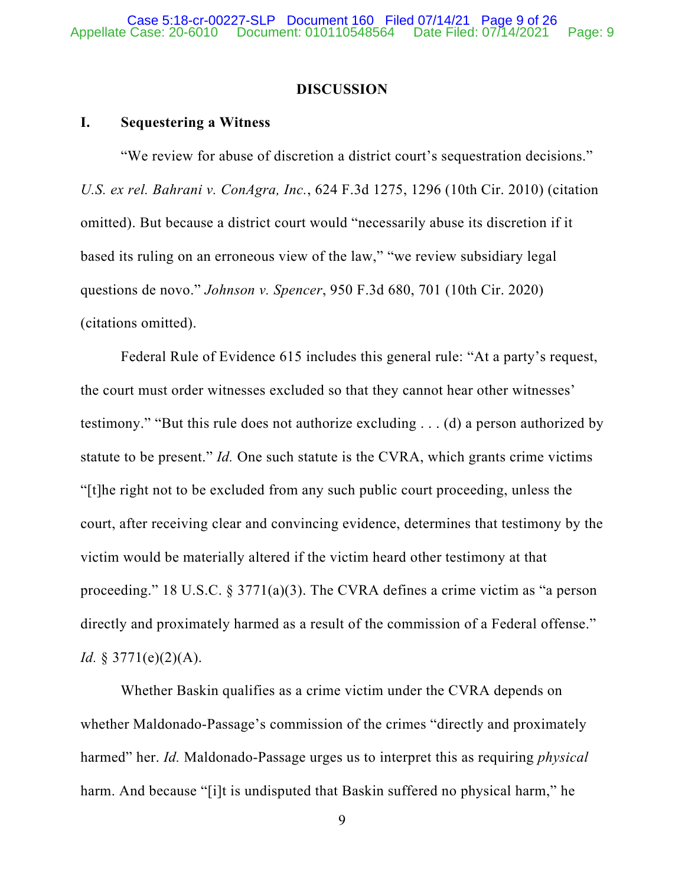## DISCUSSION

### I. Sequestering a Witness

"We review for abuse of discretion a district court's sequestration decisions." *U.S. ex rel. Bahrani v. ConAgra, Inc.*, 624 F.3d 1275, 1296 (10th Cir. 2010) (citation omitted). But because a district court would "necessarily abuse its discretion if it based its ruling on an erroneous view of the law," "we review subsidiary legal questions de novo." *Johnson v. Spencer*, 950 F.3d 680, 701 (10th Cir. 2020) (citations omitted).

Federal Rule of Evidence 615 includes this general rule: "At a party's request, the court must order witnesses excluded so that they cannot hear other witnesses' testimony." "But this rule does not authorize excluding . . . (d) a person authorized by statute to be present." *Id.* One such statute is the CVRA, which grants crime victims "[t]he right not to be excluded from any such public court proceeding, unless the court, after receiving clear and convincing evidence, determines that testimony by the victim would be materially altered if the victim heard other testimony at that proceeding." 18 U.S.C. § 3771(a)(3). The CVRA defines a crime victim as "a person directly and proximately harmed as a result of the commission of a Federal offense." *Id.* § 3771(e)(2)(A).

Whether Baskin qualifies as a crime victim under the CVRA depends on whether Maldonado-Passage's commission of the crimes "directly and proximately harmed" her. *Id.* Maldonado-Passage urges us to interpret this as requiring *physical* harm. And because "[i]t is undisputed that Baskin suffered no physical harm," he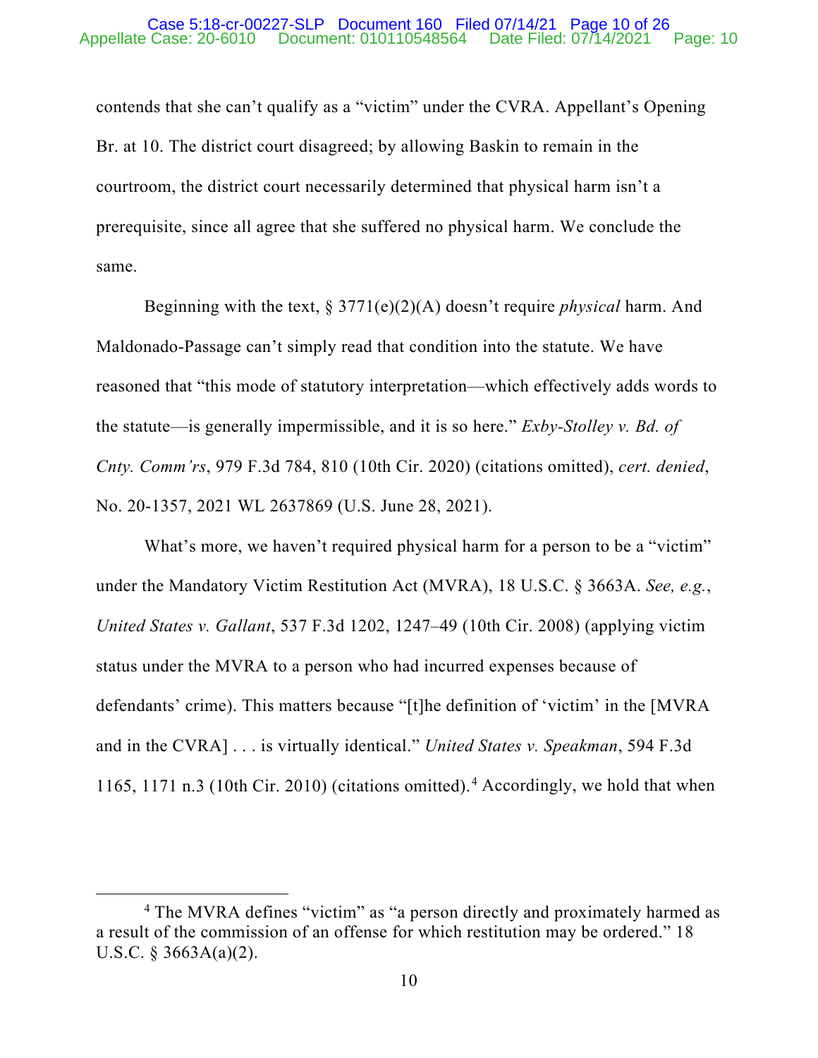contends that she can't qualify as a "victim" under the CVRA. Appellant's Opening Br. at 10. The district court disagreed; by allowing Baskin to remain in the courtroom, the district court necessarily determined that physical harm isn't a prerequisite, since all agree that she suffered no physical harm. We conclude the same.

Beginning with the text, § 3771(e)(2)(A) doesn't require *physical* harm. And Maldonado-Passage can't simply read that condition into the statute. We have reasoned that "this mode of statutory interpretation—which effectively adds words to the statute—is generally impermissible, and it is so here." *Exby-Stolley v. Bd. of Cnty. Comm'rs*, 979 F.3d 784, 810 (10th Cir. 2020) (citations omitted), *cert. denied*, No. 20-1357, 2021 WL 2637869 (U.S. June 28, 2021).

What's more, we haven't required physical harm for a person to be a "victim" under the Mandatory Victim Restitution Act (MVRA), 18 U.S.C. § 3663A. *See, e.g.*, *United States v. Gallant*, 537 F.3d 1202, 1247–49 (10th Cir. 2008) (applying victim status under the MVRA to a person who had incurred expenses because of defendants' crime). This matters because "[t]he definition of 'victim' in the [MVRA and in the CVRA] . . . is virtually identical." *United States v. Speakman*, 594 F.3d 1165, 1171 n.3 (10th Cir. 2010) (citations omitted).[4] Accordingly, we hold that when

---

[4] The MVRA defines "victim" as "a person directly and proximately harmed as a result of the commission of an offense for which restitution may be ordered." 18 U.S.C. § 3663A(a)(2).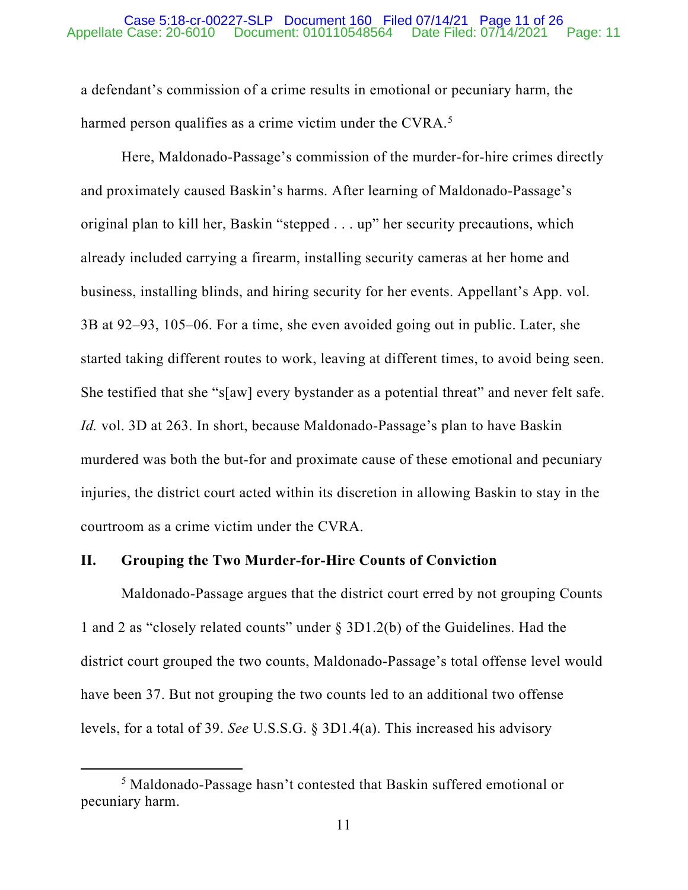a defendant's commission of a crime results in emotional or pecuniary harm, the harmed person qualifies as a crime victim under the CVRA.[5]

Here, Maldonado-Passage's commission of the murder-for-hire crimes directly and proximately caused Baskin's harms. After learning of Maldonado-Passage's original plan to kill her, Baskin "stepped . . . up" her security precautions, which already included carrying a firearm, installing security cameras at her home and business, installing blinds, and hiring security for her events. Appellant's App. vol. 3B at 92–93, 105–06. For a time, she even avoided going out in public. Later, she started taking different routes to work, leaving at different times, to avoid being seen. She testified that she "s[aw] every bystander as a potential threat" and never felt safe. *Id.* vol. 3D at 263. In short, because Maldonado-Passage's plan to have Baskin murdered was both the but-for and proximate cause of these emotional and pecuniary injuries, the district court acted within its discretion in allowing Baskin to stay in the courtroom as a crime victim under the CVRA.

## II. Grouping the Two Murder-for-Hire Counts of Conviction

Maldonado-Passage argues that the district court erred by not grouping Counts 1 and 2 as "closely related counts" under § 3D1.2(b) of the Guidelines. Had the district court grouped the two counts, Maldonado-Passage's total offense level would have been 37. But not grouping the two counts led to an additional two offense levels, for a total of 39. *See* U.S.S.G. § 3D1.4(a). This increased his advisory

---

[5] Maldonado-Passage hasn't contested that Baskin suffered emotional or pecuniary harm.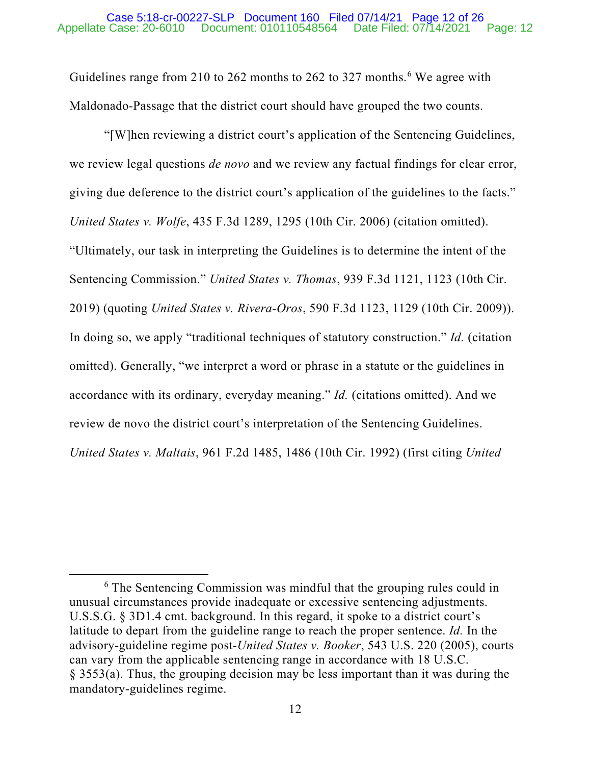Guidelines range from 210 to 262 months to 262 to 327 months.[6] We agree with Maldonado-Passage that the district court should have grouped the two counts.

"[W]hen reviewing a district court's application of the Sentencing Guidelines, we review legal questions *de novo* and we review any factual findings for clear error, giving due deference to the district court's application of the guidelines to the facts." *United States v. Wolfe*, 435 F.3d 1289, 1295 (10th Cir. 2006) (citation omitted). "Ultimately, our task in interpreting the Guidelines is to determine the intent of the Sentencing Commission." *United States v. Thomas*, 939 F.3d 1121, 1123 (10th Cir. 2019) (quoting *United States v. Rivera-Oros*, 590 F.3d 1123, 1129 (10th Cir. 2009)). In doing so, we apply "traditional techniques of statutory construction." *Id.* (citation omitted). Generally, "we interpret a word or phrase in a statute or the guidelines in accordance with its ordinary, everyday meaning." *Id.* (citations omitted). And we review de novo the district court's interpretation of the Sentencing Guidelines. *United States v. Maltais*, 961 F.2d 1485, 1486 (10th Cir. 1992) (first citing *United*

---

[6] The Sentencing Commission was mindful that the grouping rules could in unusual circumstances provide inadequate or excessive sentencing adjustments. U.S.S.G. § 3D1.4 cmt. background. In this regard, it spoke to a district court's latitude to depart from the guideline range to reach the proper sentence. *Id.* In the advisory-guideline regime post-*United States v. Booker*, 543 U.S. 220 (2005), courts can vary from the applicable sentencing range in accordance with 18 U.S.C. § 3553(a). Thus, the grouping decision may be less important than it was during the mandatory-guidelines regime.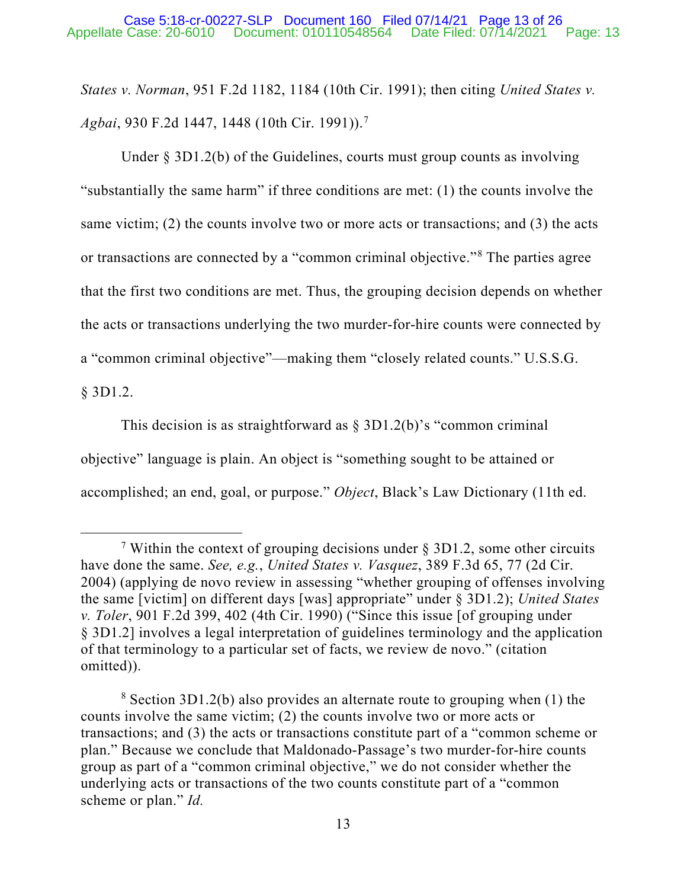*States v. Norman*, 951 F.2d 1182, 1184 (10th Cir. 1991); then citing *United States v. Agbai*, 930 F.2d 1447, 1448 (10th Cir. 1991)).[7]

Under § 3D1.2(b) of the Guidelines, courts must group counts as involving "substantially the same harm" if three conditions are met: (1) the counts involve the same victim; (2) the counts involve two or more acts or transactions; and (3) the acts or transactions are connected by a "common criminal objective."[8] The parties agree that the first two conditions are met. Thus, the grouping decision depends on whether the acts or transactions underlying the two murder-for-hire counts were connected by a "common criminal objective"—making them "closely related counts." U.S.S.G. § 3D1.2.

This decision is as straightforward as § 3D1.2(b)'s "common criminal objective" language is plain. An object is "something sought to be attained or accomplished; an end, goal, or purpose." *Object*, Black's Law Dictionary (11th ed.

---

[7] Within the context of grouping decisions under § 3D1.2, some other circuits have done the same. *See, e.g.*, *United States v. Vasquez*, 389 F.3d 65, 77 (2d Cir. 2004) (applying de novo review in assessing "whether grouping of offenses involving the same [victim] on different days [was] appropriate" under § 3D1.2); *United States v. Toler*, 901 F.2d 399, 402 (4th Cir. 1990) ("Since this issue [of grouping under § 3D1.2] involves a legal interpretation of guidelines terminology and the application of that terminology to a particular set of facts, we review de novo." (citation omitted)).

[8] Section 3D1.2(b) also provides an alternate route to grouping when (1) the counts involve the same victim; (2) the counts involve two or more acts or transactions; and (3) the acts or transactions constitute part of a "common scheme or plan." Because we conclude that Maldonado-Passage's two murder-for-hire counts group as part of a "common criminal objective," we do not consider whether the underlying acts or transactions of the two counts constitute part of a "common scheme or plan." *Id.*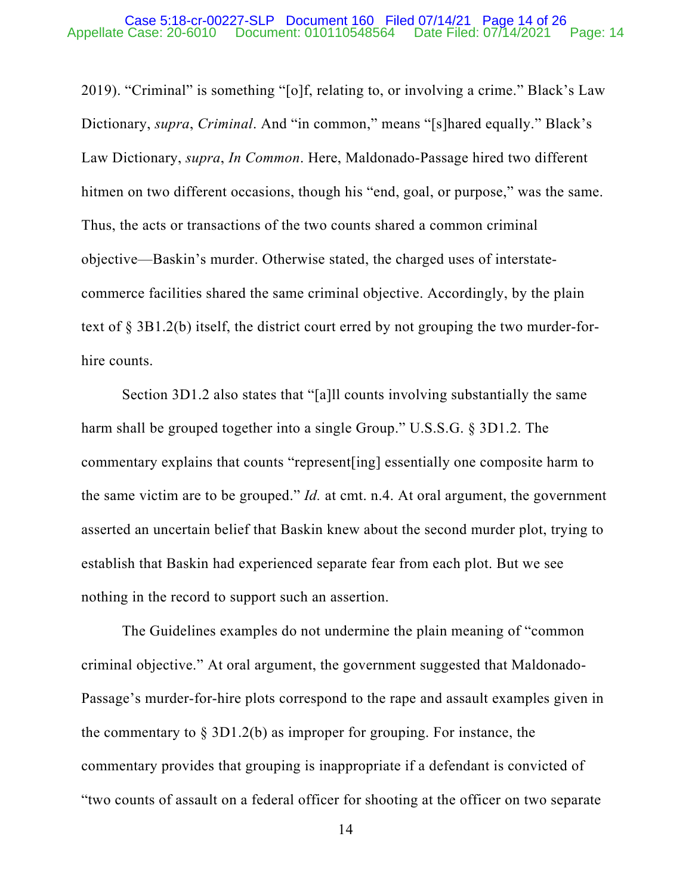2019). "Criminal" is something "[o]f, relating to, or involving a crime." Black's Law Dictionary, *supra*, *Criminal*. And "in common," means "[s]hared equally." Black's Law Dictionary, *supra*, *In Common*. Here, Maldonado-Passage hired two different hitmen on two different occasions, though his "end, goal, or purpose," was the same. Thus, the acts or transactions of the two counts shared a common criminal objective—Baskin's murder. Otherwise stated, the charged uses of interstate-commerce facilities shared the same criminal objective. Accordingly, by the plain text of § 3B1.2(b) itself, the district court erred by not grouping the two murder-for-hire counts.

Section 3D1.2 also states that "[a]ll counts involving substantially the same harm shall be grouped together into a single Group." U.S.S.G. § 3D1.2. The commentary explains that counts "represent[ing] essentially one composite harm to the same victim are to be grouped." *Id.* at cmt. n.4. At oral argument, the government asserted an uncertain belief that Baskin knew about the second murder plot, trying to establish that Baskin had experienced separate fear from each plot. But we see nothing in the record to support such an assertion.

The Guidelines examples do not undermine the plain meaning of "common criminal objective." At oral argument, the government suggested that Maldonado-Passage's murder-for-hire plots correspond to the rape and assault examples given in the commentary to § 3D1.2(b) as improper for grouping. For instance, the commentary provides that grouping is inappropriate if a defendant is convicted of "two counts of assault on a federal officer for shooting at the officer on two separate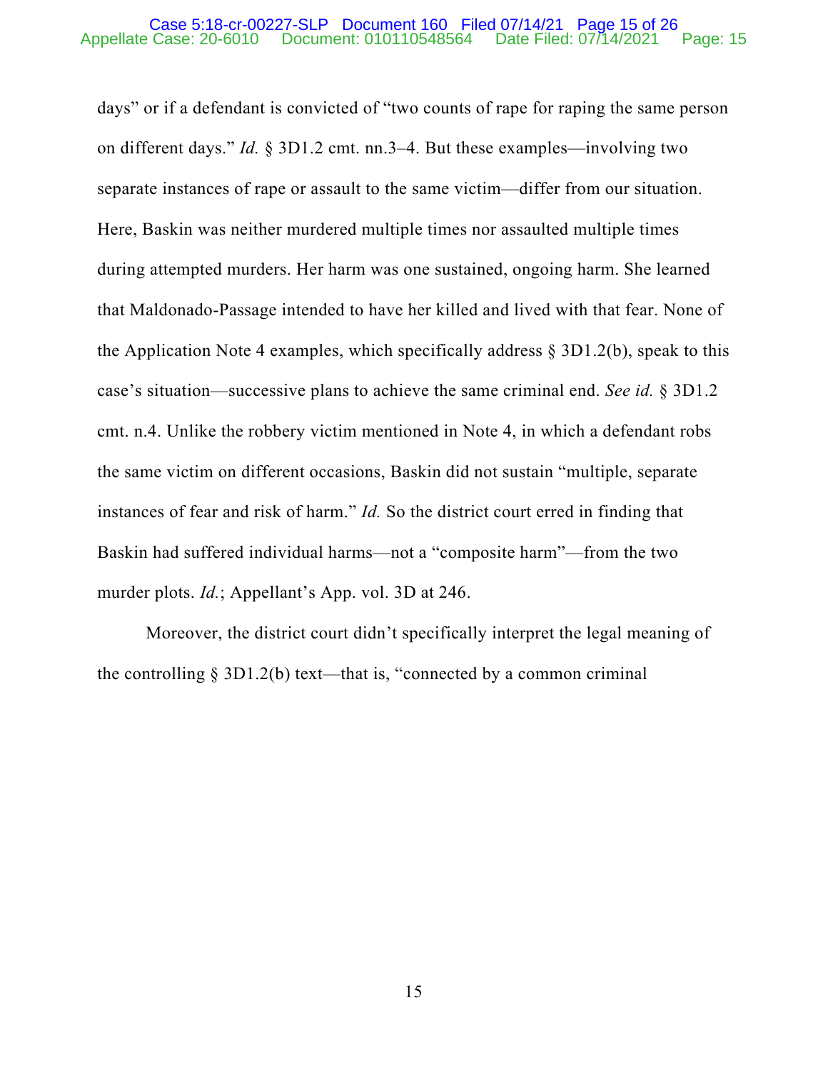days" or if a defendant is convicted of "two counts of rape for raping the same person on different days." *Id.* § 3D1.2 cmt. nn.3–4. But these examples—involving two separate instances of rape or assault to the same victim—differ from our situation. Here, Baskin was neither murdered multiple times nor assaulted multiple times during attempted murders. Her harm was one sustained, ongoing harm. She learned that Maldonado-Passage intended to have her killed and lived with that fear. None of the Application Note 4 examples, which specifically address § 3D1.2(b), speak to this case's situation—successive plans to achieve the same criminal end. *See id.* § 3D1.2 cmt. n.4. Unlike the robbery victim mentioned in Note 4, in which a defendant robs the same victim on different occasions, Baskin did not sustain "multiple, separate instances of fear and risk of harm." *Id.* So the district court erred in finding that Baskin had suffered individual harms—not a "composite harm"—from the two murder plots. *Id.*; Appellant's App. vol. 3D at 246.

Moreover, the district court didn't specifically interpret the legal meaning of the controlling § 3D1.2(b) text—that is, "connected by a common criminal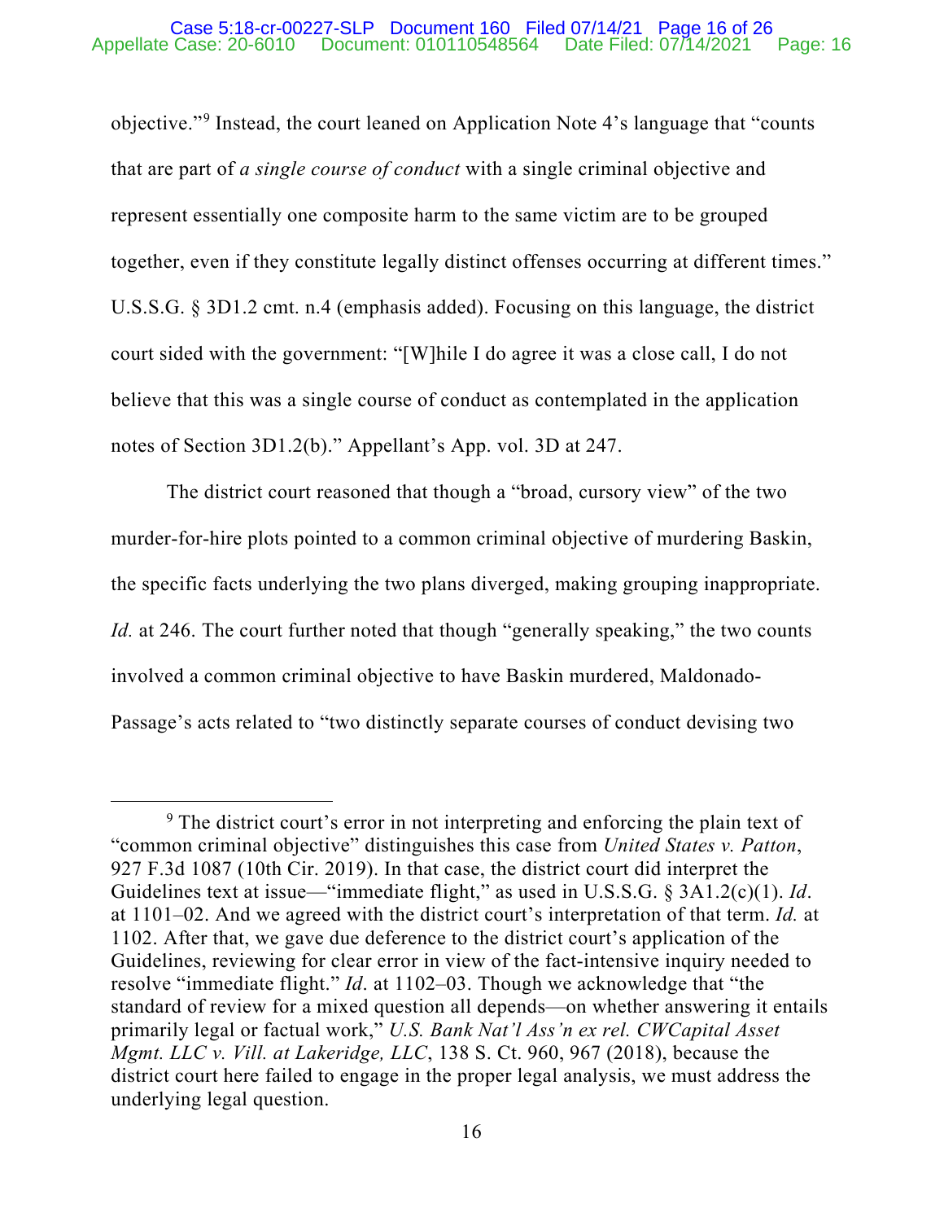objective."[9] Instead, the court leaned on Application Note 4's language that "counts that are part of *a single course of conduct* with a single criminal objective and represent essentially one composite harm to the same victim are to be grouped together, even if they constitute legally distinct offenses occurring at different times." U.S.S.G. § 3D1.2 cmt. n.4 (emphasis added). Focusing on this language, the district court sided with the government: "[W]hile I do agree it was a close call, I do not believe that this was a single course of conduct as contemplated in the application notes of Section 3D1.2(b)." Appellant's App. vol. 3D at 247.

The district court reasoned that though a "broad, cursory view" of the two murder-for-hire plots pointed to a common criminal objective of murdering Baskin, the specific facts underlying the two plans diverged, making grouping inappropriate. *Id.* at 246. The court further noted that though "generally speaking," the two counts involved a common criminal objective to have Baskin murdered, Maldonado-Passage's acts related to "two distinctly separate courses of conduct devising two

---

[9] The district court's error in not interpreting and enforcing the plain text of "common criminal objective" distinguishes this case from *United States v. Patton*, 927 F.3d 1087 (10th Cir. 2019). In that case, the district court did interpret the Guidelines text at issue—"immediate flight," as used in U.S.S.G. § 3A1.2(c)(1). *Id.* at 1101–02. And we agreed with the district court's interpretation of that term. *Id.* at 1102. After that, we gave due deference to the district court's application of the Guidelines, reviewing for clear error in view of the fact-intensive inquiry needed to resolve "immediate flight." *Id*. at 1102–03. Though we acknowledge that "the standard of review for a mixed question all depends—on whether answering it entails primarily legal or factual work," *U.S. Bank Nat'l Ass'n ex rel. CWCapital Asset Mgmt. LLC v. Vill. at Lakeridge, LLC*, 138 S. Ct. 960, 967 (2018), because the district court here failed to engage in the proper legal analysis, we must address the underlying legal question.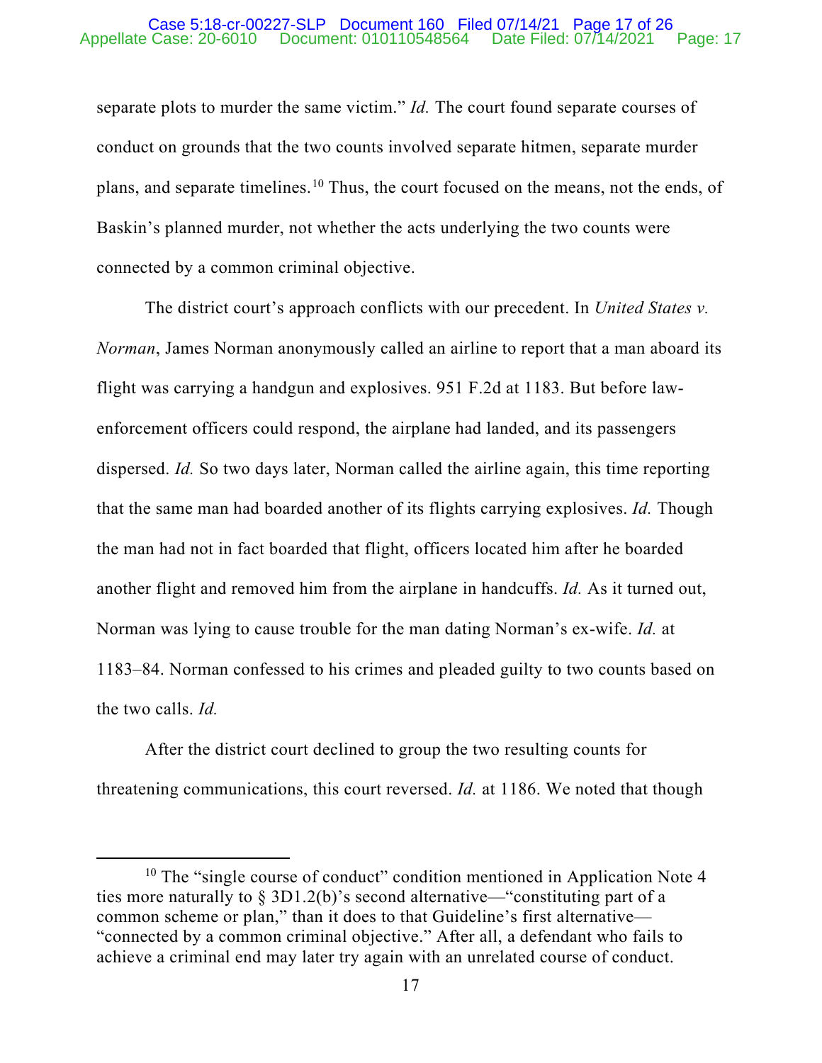separate plots to murder the same victim." *Id.* The court found separate courses of conduct on grounds that the two counts involved separate hitmen, separate murder plans, and separate timelines.[10] Thus, the court focused on the means, not the ends, of Baskin's planned murder, not whether the acts underlying the two counts were connected by a common criminal objective.

The district court's approach conflicts with our precedent. In *United States v. Norman*, James Norman anonymously called an airline to report that a man aboard its flight was carrying a handgun and explosives. 951 F.2d at 1183. But before law-enforcement officers could respond, the airplane had landed, and its passengers dispersed. *Id.* So two days later, Norman called the airline again, this time reporting that the same man had boarded another of its flights carrying explosives. *Id.* Though the man had not in fact boarded that flight, officers located him after he boarded another flight and removed him from the airplane in handcuffs. *Id.* As it turned out, Norman was lying to cause trouble for the man dating Norman's ex-wife. *Id.* at 1183–84. Norman confessed to his crimes and pleaded guilty to two counts based on the two calls. *Id.*

After the district court declined to group the two resulting counts for threatening communications, this court reversed. *Id.* at 1186. We noted that though

---

[10] The "single course of conduct" condition mentioned in Application Note 4 ties more naturally to § 3D1.2(b)'s second alternative—"constituting part of a common scheme or plan," than it does to that Guideline's first alternative—"connected by a common criminal objective." After all, a defendant who fails to achieve a criminal end may later try again with an unrelated course of conduct.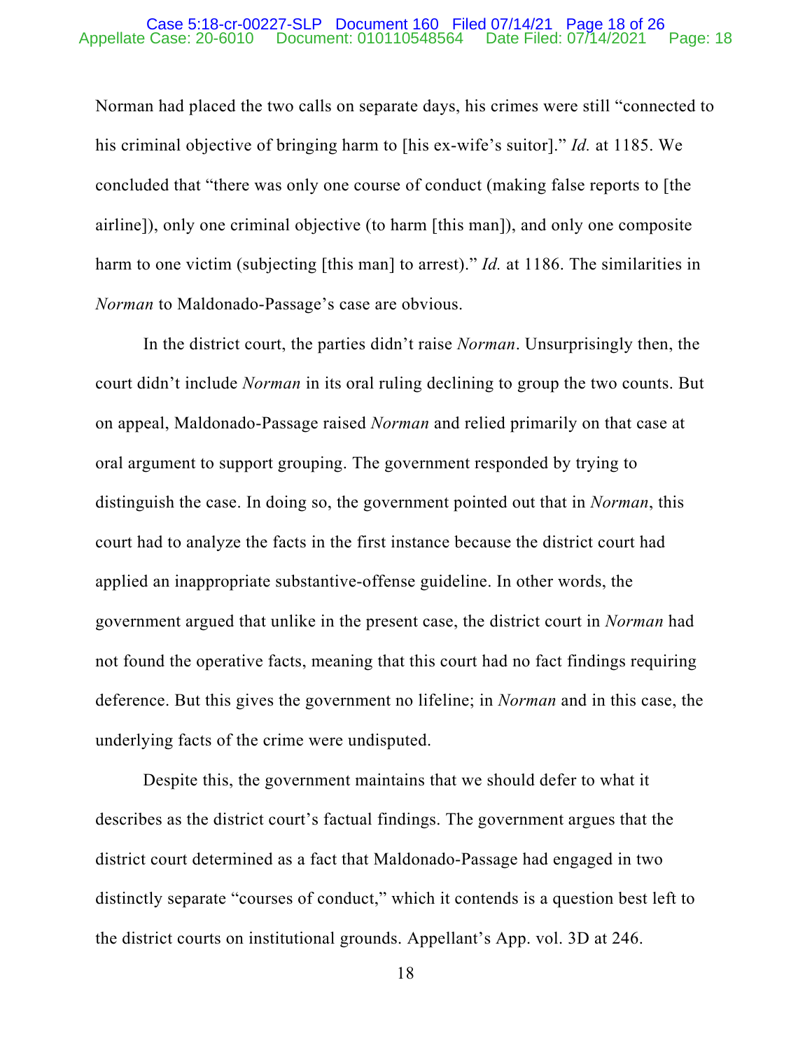Norman had placed the two calls on separate days, his crimes were still "connected to his criminal objective of bringing harm to [his ex-wife's suitor]." *Id.* at 1185. We concluded that "there was only one course of conduct (making false reports to [the airline]), only one criminal objective (to harm [this man]), and only one composite harm to one victim (subjecting [this man] to arrest)." *Id.* at 1186. The similarities in *Norman* to Maldonado-Passage's case are obvious.

In the district court, the parties didn't raise *Norman*. Unsurprisingly then, the court didn't include *Norman* in its oral ruling declining to group the two counts. But on appeal, Maldonado-Passage raised *Norman* and relied primarily on that case at oral argument to support grouping. The government responded by trying to distinguish the case. In doing so, the government pointed out that in *Norman*, this court had to analyze the facts in the first instance because the district court had applied an inappropriate substantive-offense guideline. In other words, the government argued that unlike in the present case, the district court in *Norman* had not found the operative facts, meaning that this court had no fact findings requiring deference. But this gives the government no lifeline; in *Norman* and in this case, the underlying facts of the crime were undisputed.

Despite this, the government maintains that we should defer to what it describes as the district court's factual findings. The government argues that the district court determined as a fact that Maldonado-Passage had engaged in two distinctly separate "courses of conduct," which it contends is a question best left to the district courts on institutional grounds. Appellant's App. vol. 3D at 246.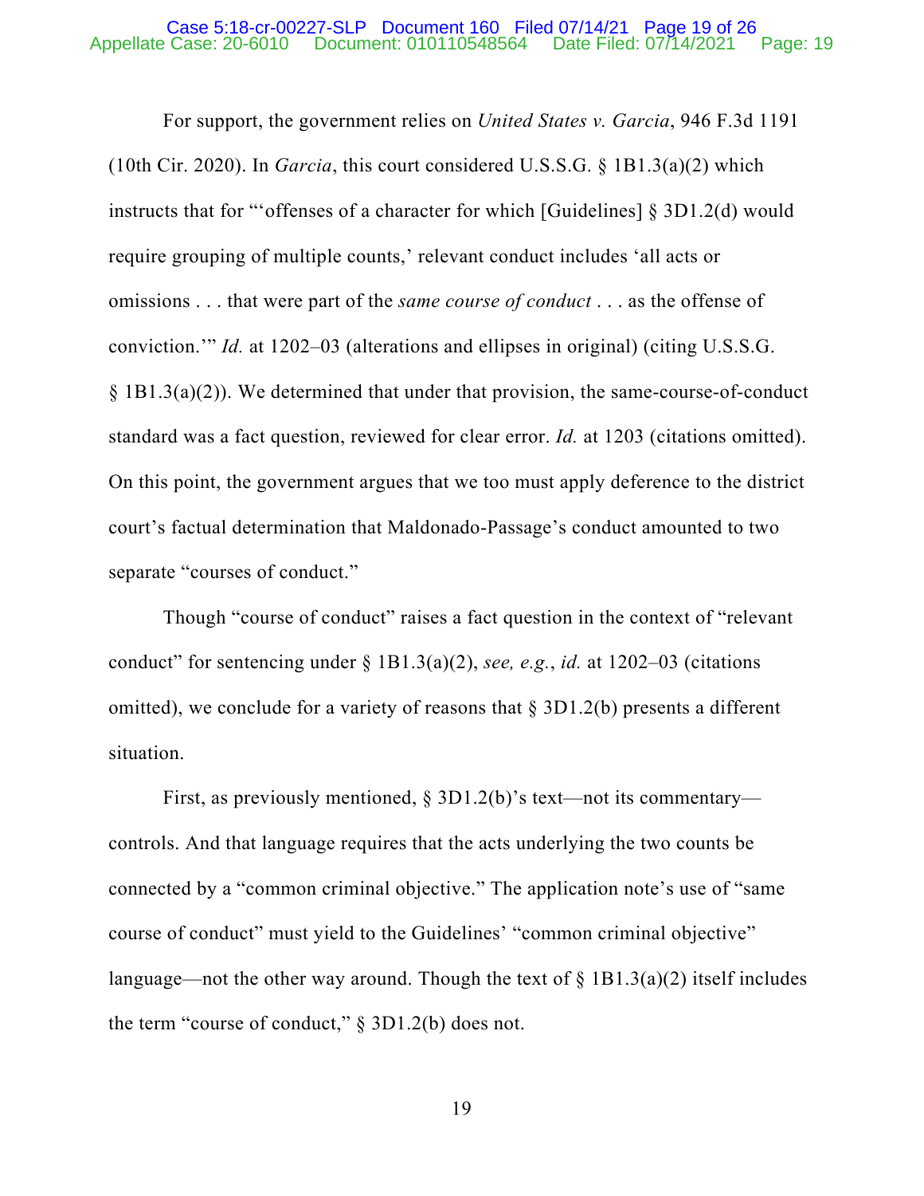For support, the government relies on *United States v. Garcia*, 946 F.3d 1191 (10th Cir. 2020). In *Garcia*, this court considered U.S.S.G. § 1B1.3(a)(2) which instructs that for "'offenses of a character for which [Guidelines] § 3D1.2(d) would require grouping of multiple counts,' relevant conduct includes 'all acts or omissions . . . that were part of the *same course of conduct* . . . as the offense of conviction.'" *Id.* at 1202–03 (alterations and ellipses in original) (citing U.S.S.G. § 1B1.3(a)(2)). We determined that under that provision, the same-course-of-conduct standard was a fact question, reviewed for clear error. *Id.* at 1203 (citations omitted). On this point, the government argues that we too must apply deference to the district court's factual determination that Maldonado-Passage's conduct amounted to two separate "courses of conduct."

Though "course of conduct" raises a fact question in the context of "relevant conduct" for sentencing under § 1B1.3(a)(2), *see, e.g.*, *id.* at 1202–03 (citations omitted), we conclude for a variety of reasons that § 3D1.2(b) presents a different situation.

First, as previously mentioned, § 3D1.2(b)'s text—not its commentary—controls. And that language requires that the acts underlying the two counts be connected by a "common criminal objective." The application note's use of "same course of conduct" must yield to the Guidelines' "common criminal objective" language—not the other way around. Though the text of § 1B1.3(a)(2) itself includes the term "course of conduct," § 3D1.2(b) does not.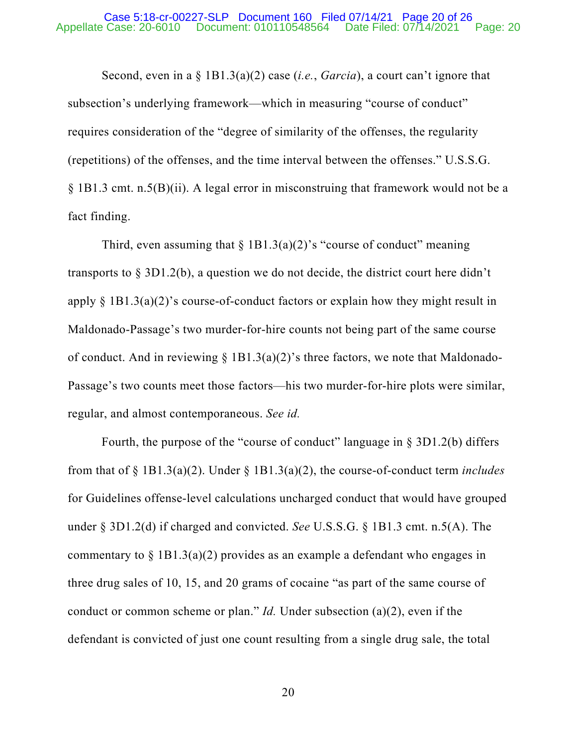Second, even in a § 1B1.3(a)(2) case (*i.e.*, *Garcia*), a court can't ignore that subsection's underlying framework—which in measuring "course of conduct" requires consideration of the "degree of similarity of the offenses, the regularity (repetitions) of the offenses, and the time interval between the offenses." U.S.S.G. § 1B1.3 cmt. n.5(B)(ii). A legal error in misconstruing that framework would not be a fact finding.

Third, even assuming that § 1B1.3(a)(2)'s "course of conduct" meaning transports to § 3D1.2(b), a question we do not decide, the district court here didn't apply § 1B1.3(a)(2)'s course-of-conduct factors or explain how they might result in Maldonado-Passage's two murder-for-hire counts not being part of the same course of conduct. And in reviewing § 1B1.3(a)(2)'s three factors, we note that Maldonado-Passage's two counts meet those factors—his two murder-for-hire plots were similar, regular, and almost contemporaneous. *See id.*

Fourth, the purpose of the "course of conduct" language in § 3D1.2(b) differs from that of § 1B1.3(a)(2). Under § 1B1.3(a)(2), the course-of-conduct term *includes* for Guidelines offense-level calculations uncharged conduct that would have grouped under § 3D1.2(d) if charged and convicted. *See* U.S.S.G. § 1B1.3 cmt. n.5(A). The commentary to § 1B1.3(a)(2) provides as an example a defendant who engages in three drug sales of 10, 15, and 20 grams of cocaine "as part of the same course of conduct or common scheme or plan." *Id.* Under subsection (a)(2), even if the defendant is convicted of just one count resulting from a single drug sale, the total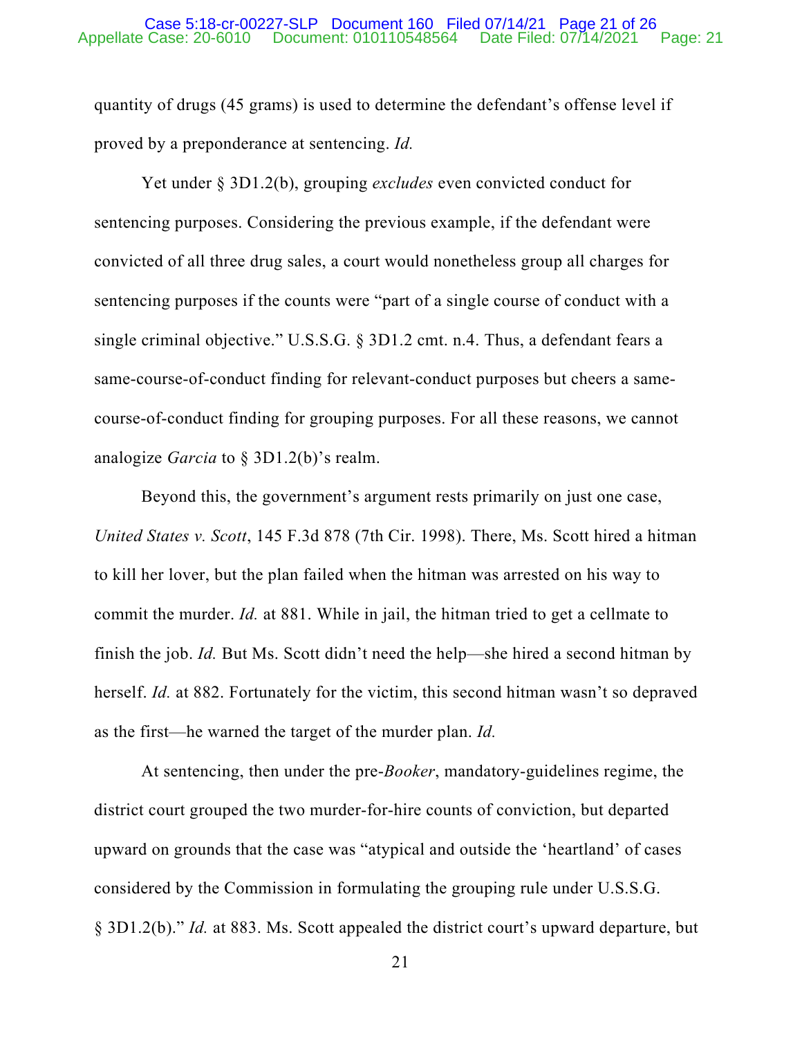quantity of drugs (45 grams) is used to determine the defendant's offense level if proved by a preponderance at sentencing. *Id.*

Yet under § 3D1.2(b), grouping *excludes* even convicted conduct for sentencing purposes. Considering the previous example, if the defendant were convicted of all three drug sales, a court would nonetheless group all charges for sentencing purposes if the counts were "part of a single course of conduct with a single criminal objective." U.S.S.G. § 3D1.2 cmt. n.4. Thus, a defendant fears a same-course-of-conduct finding for relevant-conduct purposes but cheers a same-course-of-conduct finding for grouping purposes. For all these reasons, we cannot analogize *Garcia* to § 3D1.2(b)'s realm.

Beyond this, the government's argument rests primarily on just one case, *United States v. Scott*, 145 F.3d 878 (7th Cir. 1998). There, Ms. Scott hired a hitman to kill her lover, but the plan failed when the hitman was arrested on his way to commit the murder. *Id.* at 881. While in jail, the hitman tried to get a cellmate to finish the job. *Id.* But Ms. Scott didn't need the help—she hired a second hitman by herself. *Id.* at 882. Fortunately for the victim, this second hitman wasn't so depraved as the first—he warned the target of the murder plan. *Id.*

At sentencing, then under the pre-*Booker*, mandatory-guidelines regime, the district court grouped the two murder-for-hire counts of conviction, but departed upward on grounds that the case was "atypical and outside the 'heartland' of cases considered by the Commission in formulating the grouping rule under U.S.S.G. § 3D1.2(b)." *Id.* at 883. Ms. Scott appealed the district court's upward departure, but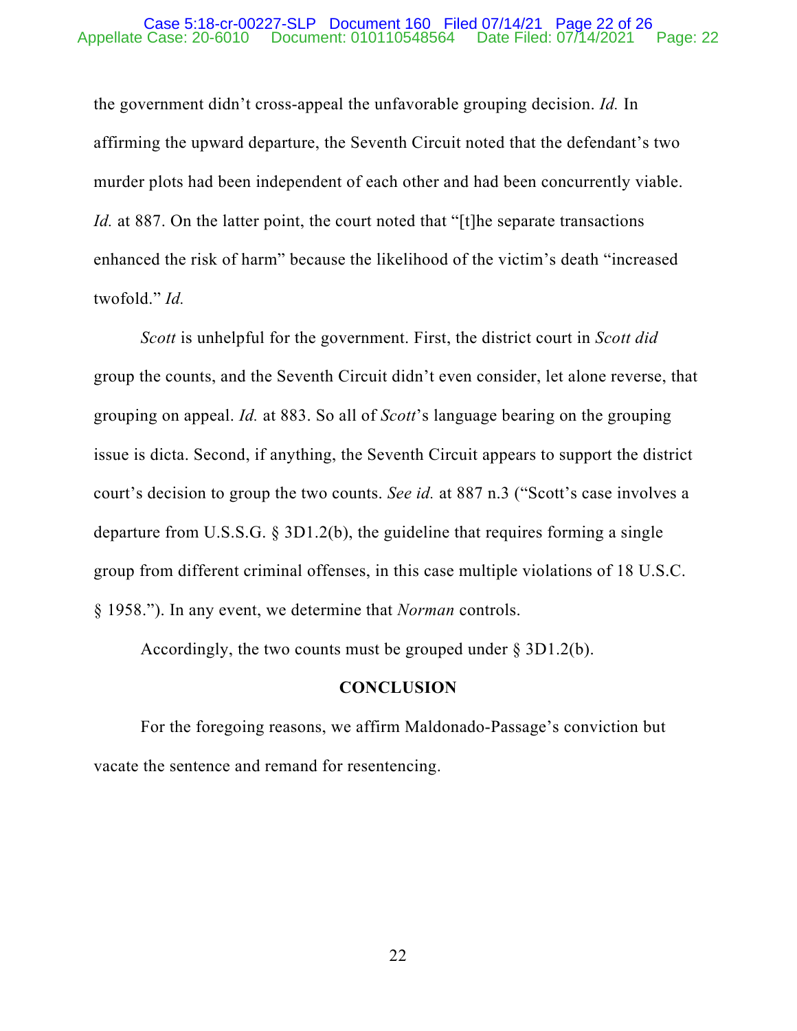the government didn't cross-appeal the unfavorable grouping decision. *Id.* In affirming the upward departure, the Seventh Circuit noted that the defendant's two murder plots had been independent of each other and had been concurrently viable. *Id.* at 887. On the latter point, the court noted that "[t]he separate transactions enhanced the risk of harm" because the likelihood of the victim's death "increased twofold." *Id.*

*Scott* is unhelpful for the government. First, the district court in *Scott did* group the counts, and the Seventh Circuit didn't even consider, let alone reverse, that grouping on appeal. *Id.* at 883. So all of *Scott*'s language bearing on the grouping issue is dicta. Second, if anything, the Seventh Circuit appears to support the district court's decision to group the two counts. *See id.* at 887 n.3 ("Scott's case involves a departure from U.S.S.G. § 3D1.2(b), the guideline that requires forming a single group from different criminal offenses, in this case multiple violations of 18 U.S.C. § 1958."). In any event, we determine that *Norman* controls.

Accordingly, the two counts must be grouped under § 3D1.2(b).

## CONCLUSION

For the foregoing reasons, we affirm Maldonado-Passage's conviction but vacate the sentence and remand for resentencing.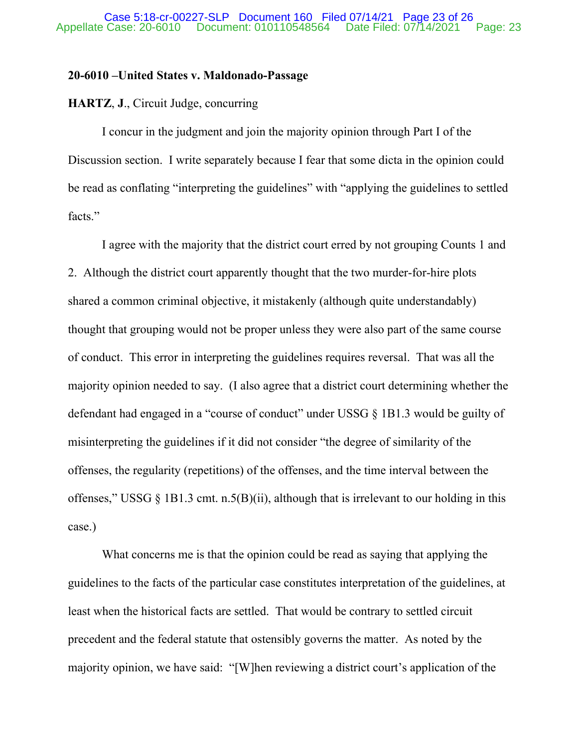**20-6010 –United States v. Maldonado-Passage**

**HARTZ**, **J**., Circuit Judge, concurring

I concur in the judgment and join the majority opinion through Part I of the Discussion section. I write separately because I fear that some dicta in the opinion could be read as conflating "interpreting the guidelines" with "applying the guidelines to settled facts."

I agree with the majority that the district court erred by not grouping Counts 1 and 2. Although the district court apparently thought that the two murder-for-hire plots shared a common criminal objective, it mistakenly (although quite understandably) thought that grouping would not be proper unless they were also part of the same course of conduct. This error in interpreting the guidelines requires reversal. That was all the majority opinion needed to say. (I also agree that a district court determining whether the defendant had engaged in a "course of conduct" under USSG § 1B1.3 would be guilty of misinterpreting the guidelines if it did not consider "the degree of similarity of the offenses, the regularity (repetitions) of the offenses, and the time interval between the offenses," USSG § 1B1.3 cmt. n.5(B)(ii), although that is irrelevant to our holding in this case.)

What concerns me is that the opinion could be read as saying that applying the guidelines to the facts of the particular case constitutes interpretation of the guidelines, at least when the historical facts are settled. That would be contrary to settled circuit precedent and the federal statute that ostensibly governs the matter. As noted by the majority opinion, we have said: "[W]hen reviewing a district court's application of the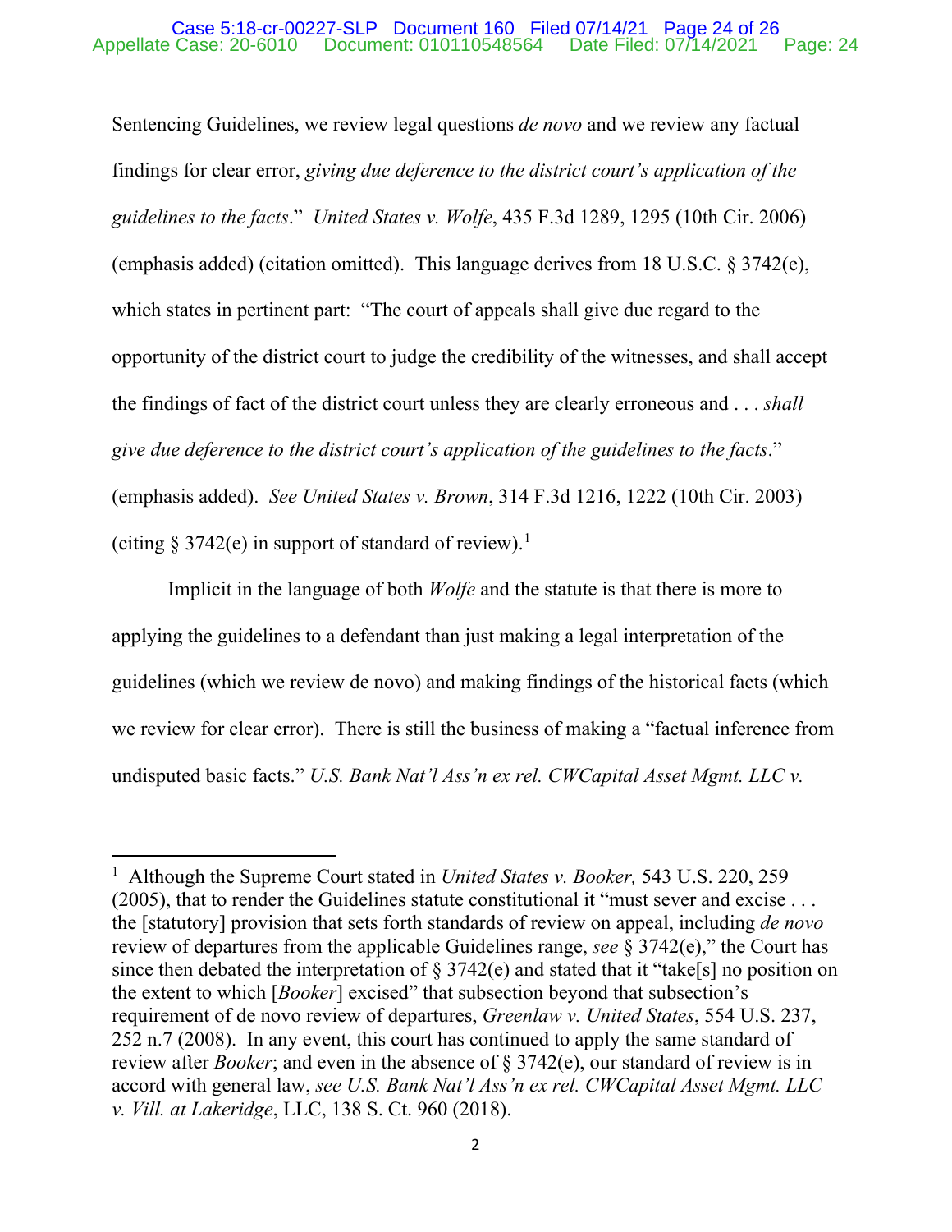Sentencing Guidelines, we review legal questions *de novo* and we review any factual findings for clear error, *giving due deference to the district court's application of the guidelines to the facts*." *United States v. Wolfe*, 435 F.3d 1289, 1295 (10th Cir. 2006) (emphasis added) (citation omitted). This language derives from 18 U.S.C. § 3742(e), which states in pertinent part: "The court of appeals shall give due regard to the opportunity of the district court to judge the credibility of the witnesses, and shall accept the findings of fact of the district court unless they are clearly erroneous and . . . *shall give due deference to the district court's application of the guidelines to the facts*." (emphasis added). *See United States v. Brown*, 314 F.3d 1216, 1222 (10th Cir. 2003) (citing § 3742(e) in support of standard of review).[1]

Implicit in the language of both *Wolfe* and the statute is that there is more to applying the guidelines to a defendant than just making a legal interpretation of the guidelines (which we review de novo) and making findings of the historical facts (which we review for clear error). There is still the business of making a "factual inference from undisputed basic facts." *U.S. Bank Nat'l Ass'n ex rel. CWCapital Asset Mgmt. LLC v.*

---

[1] Although the Supreme Court stated in *United States v. Booker,* 543 U.S. 220, 259 (2005), that to render the Guidelines statute constitutional it "must sever and excise . . . the [statutory] provision that sets forth standards of review on appeal, including *de novo* review of departures from the applicable Guidelines range, *see* § 3742(e)," the Court has since then debated the interpretation of § 3742(e) and stated that it "take[s] no position on the extent to which [*Booker*] excised" that subsection beyond that subsection's requirement of de novo review of departures, *Greenlaw v. United States*, 554 U.S. 237, 252 n.7 (2008). In any event, this court has continued to apply the same standard of review after *Booker*; and even in the absence of § 3742(e), our standard of review is in accord with general law, *see U.S. Bank Nat'l Ass'n ex rel. CWCapital Asset Mgmt. LLC v. Vill. at Lakeridge*, LLC, 138 S. Ct. 960 (2018).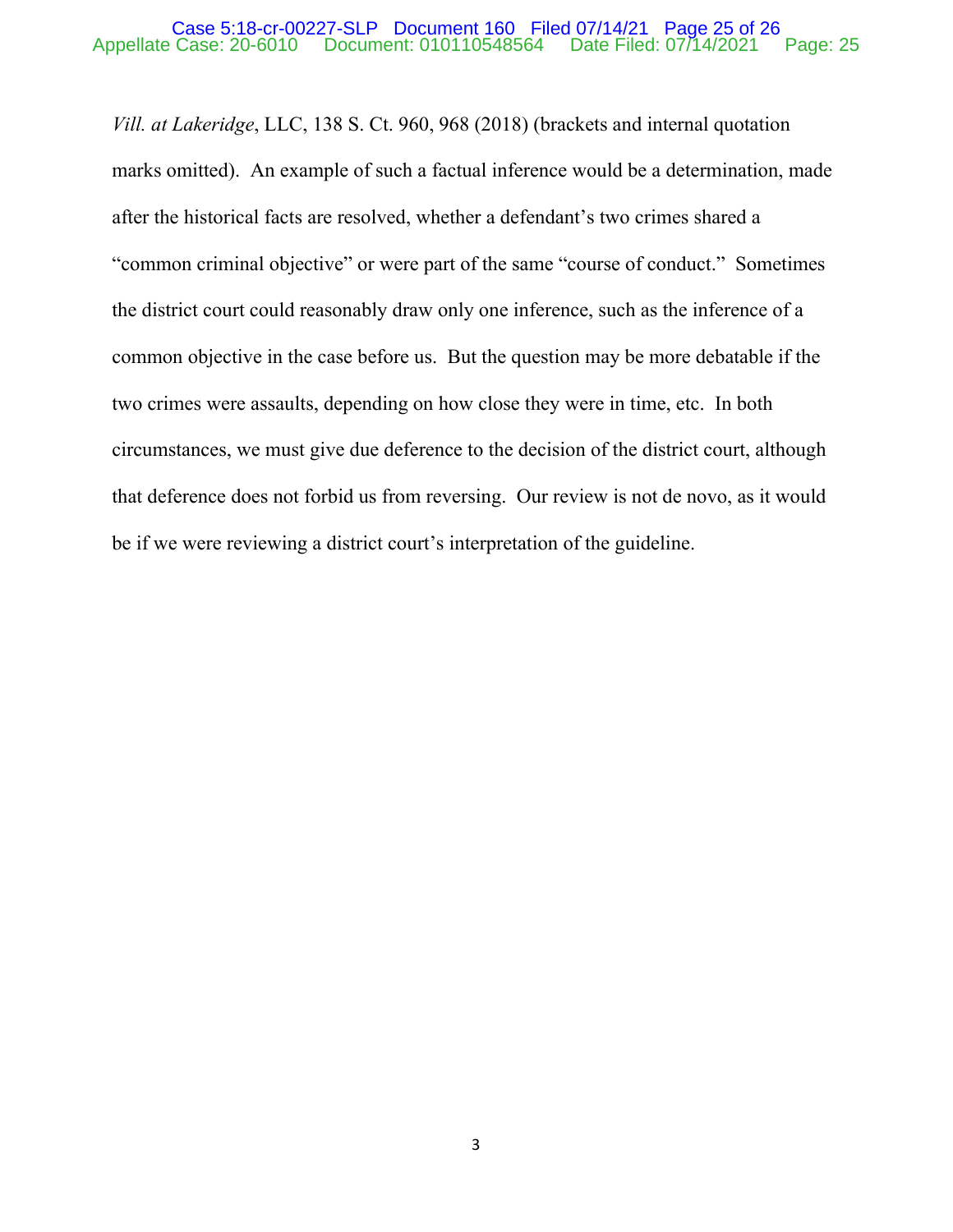*Vill. at Lakeridge*, LLC, 138 S. Ct. 960, 968 (2018) (brackets and internal quotation marks omitted). An example of such a factual inference would be a determination, made after the historical facts are resolved, whether a defendant's two crimes shared a "common criminal objective" or were part of the same "course of conduct." Sometimes the district court could reasonably draw only one inference, such as the inference of a common objective in the case before us. But the question may be more debatable if the two crimes were assaults, depending on how close they were in time, etc. In both circumstances, we must give due deference to the decision of the district court, although that deference does not forbid us from reversing. Our review is not de novo, as it would be if we were reviewing a district court's interpretation of the guideline.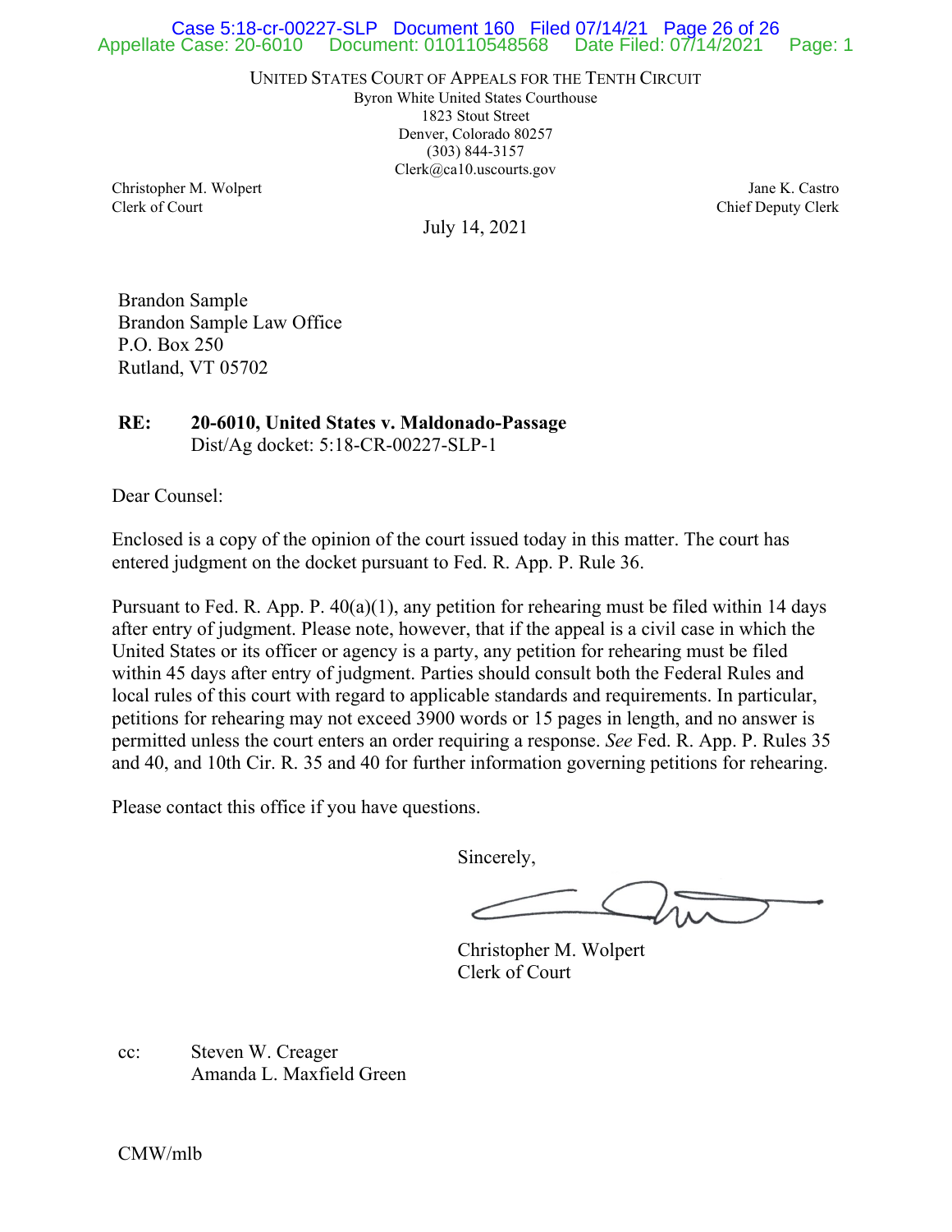UNITED STATES COURT OF APPEALS FOR THE TENTH CIRCUIT

Byron White United States Courthouse
1823 Stout Street
Denver, Colorado 80257
(303) 844-3157
Clerk@ca10.uscourts.gov

Christopher M. Wolpert
Clerk of Court

Jane K. Castro
Chief Deputy Clerk

July 14, 2021

Brandon Sample
Brandon Sample Law Office
P.O. Box 250
Rutland, VT 05702

**RE: 20-6010, United States v. Maldonado-Passage**
Dist/Ag docket: 5:18-CR-00227-SLP-1

Dear Counsel:

Enclosed is a copy of the opinion of the court issued today in this matter. The court has entered judgment on the docket pursuant to Fed. R. App. P. Rule 36.

Pursuant to Fed. R. App. P. 40(a)(1), any petition for rehearing must be filed within 14 days after entry of judgment. Please note, however, that if the appeal is a civil case in which the United States or its officer or agency is a party, any petition for rehearing must be filed within 45 days after entry of judgment. Parties should consult both the Federal Rules and local rules of this court with regard to applicable standards and requirements. In particular, petitions for rehearing may not exceed 3900 words or 15 pages in length, and no answer is permitted unless the court enters an order requiring a response. *See* Fed. R. App. P. Rules 35 and 40, and 10th Cir. R. 35 and 40 for further information governing petitions for rehearing.

Please contact this office if you have questions.

Sincerely,

Christopher M. Wolpert
Clerk of Court

cc: Steven W. Creager
Amanda L. Maxfield Green

CMW/mlb